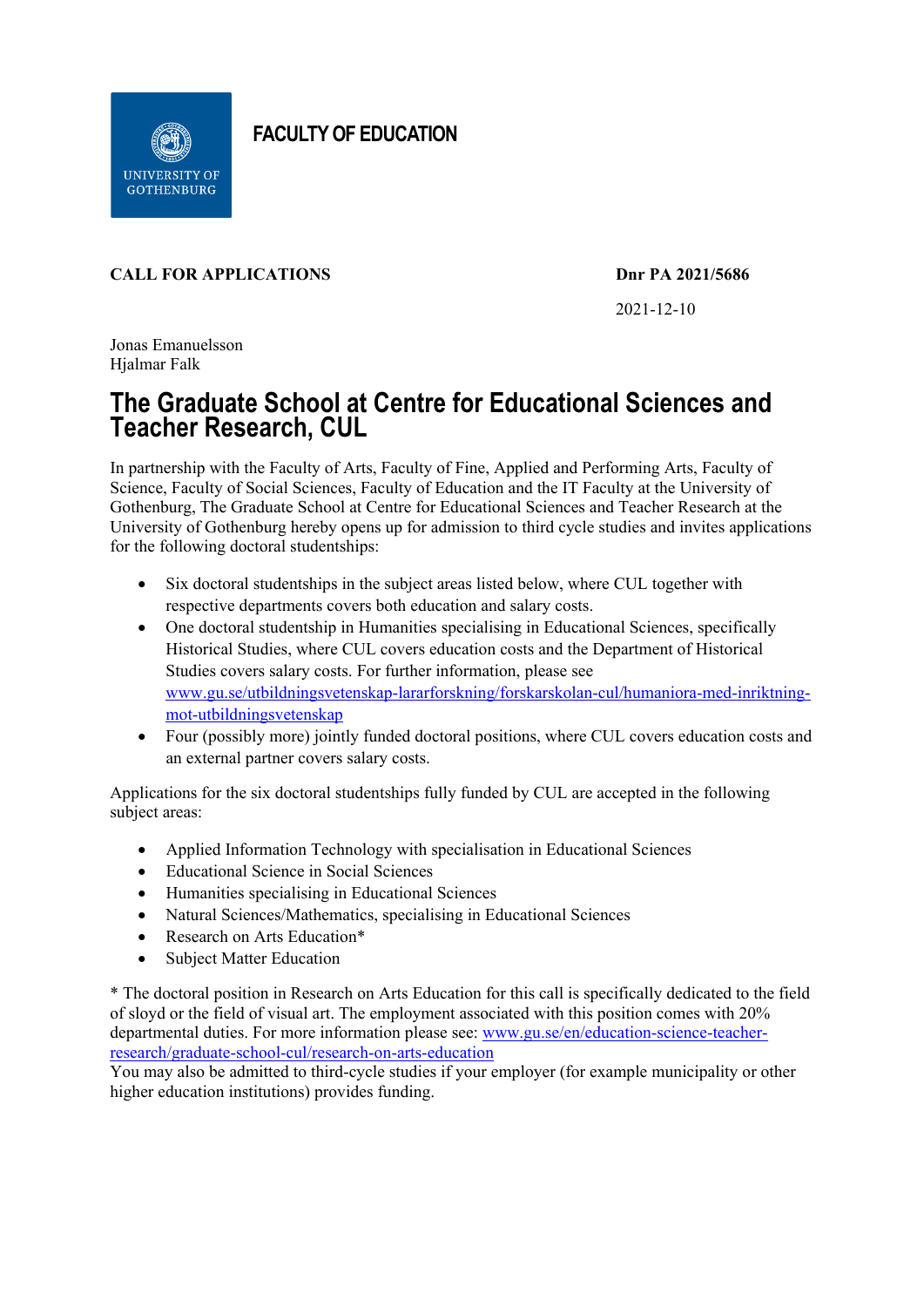**FACULTY OF EDUCATION**

**CALL FOR APPLICATIONS** **Dnr PA 2021/5686**

2021-12-10

Jonas Emanuelsson
Hjalmar Falk

# The Graduate School at Centre for Educational Sciences and Teacher Research, CUL

In partnership with the Faculty of Arts, Faculty of Fine, Applied and Performing Arts, Faculty of Science, Faculty of Social Sciences, Faculty of Education and the IT Faculty at the University of Gothenburg, The Graduate School at Centre for Educational Sciences and Teacher Research at the University of Gothenburg hereby opens up for admission to third cycle studies and invites applications for the following doctoral studentships:

- Six doctoral studentships in the subject areas listed below, where CUL together with respective departments covers both education and salary costs.
- One doctoral studentship in Humanities specialising in Educational Sciences, specifically Historical Studies, where CUL covers education costs and the Department of Historical Studies covers salary costs. For further information, please see [www.gu.se/utbildningsvetenskap-lararforskning/forskarskolan-cul/humaniora-med-inriktning-mot-utbildningsvetenskap](www.gu.se/utbildningsvetenskap-lararforskning/forskarskolan-cul/humaniora-med-inriktning-mot-utbildningsvetenskap)
- Four (possibly more) jointly funded doctoral positions, where CUL covers education costs and an external partner covers salary costs.

Applications for the six doctoral studentships fully funded by CUL are accepted in the following subject areas:

- Applied Information Technology with specialisation in Educational Sciences
- Educational Science in Social Sciences
- Humanities specialising in Educational Sciences
- Natural Sciences/Mathematics, specialising in Educational Sciences
- Research on Arts Education*
- Subject Matter Education

* The doctoral position in Research on Arts Education for this call is specifically dedicated to the field of sloyd or the field of visual art. The employment associated with this position comes with 20% departmental duties. For more information please see: [www.gu.se/en/education-science-teacher-research/graduate-school-cul/research-on-arts-education](www.gu.se/en/education-science-teacher-research/graduate-school-cul/research-on-arts-education)
You may also be admitted to third-cycle studies if your employer (for example municipality or other higher education institutions) provides funding.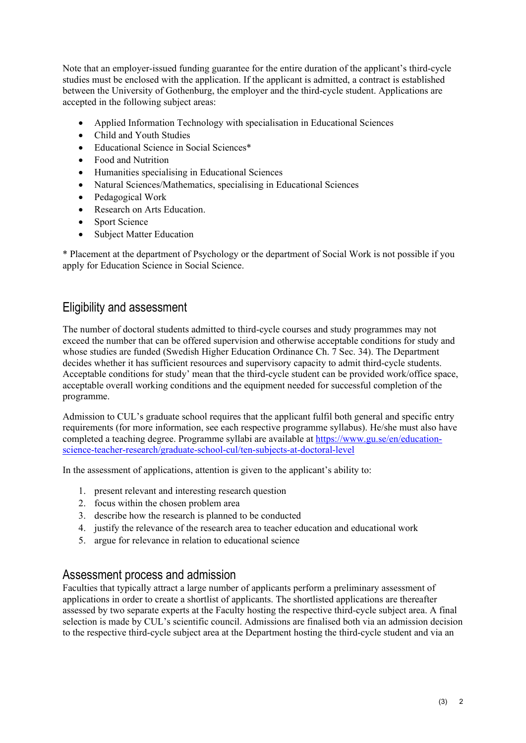Note that an employer-issued funding guarantee for the entire duration of the applicant's third-cycle studies must be enclosed with the application. If the applicant is admitted, a contract is established between the University of Gothenburg, the employer and the third-cycle student. Applications are accepted in the following subject areas:

- Applied Information Technology with specialisation in Educational Sciences
- Child and Youth Studies
- Educational Science in Social Sciences*
- Food and Nutrition
- Humanities specialising in Educational Sciences
- Natural Sciences/Mathematics, specialising in Educational Sciences
- Pedagogical Work
- Research on Arts Education.
- Sport Science
- Subject Matter Education

* Placement at the department of Psychology or the department of Social Work is not possible if you apply for Education Science in Social Science.

## Eligibility and assessment

The number of doctoral students admitted to third-cycle courses and study programmes may not exceed the number that can be offered supervision and otherwise acceptable conditions for study and whose studies are funded (Swedish Higher Education Ordinance Ch. 7 Sec. 34). The Department decides whether it has sufficient resources and supervisory capacity to admit third-cycle students. Acceptable conditions for study' mean that the third-cycle student can be provided work/office space, acceptable overall working conditions and the equipment needed for successful completion of the programme.

Admission to CUL's graduate school requires that the applicant fulfil both general and specific entry requirements (for more information, see each respective programme syllabus). He/she must also have completed a teaching degree. Programme syllabi are available at [https://www.gu.se/en/education-science-teacher-research/graduate-school-cul/ten-subjects-at-doctoral-level](https://www.gu.se/en/education-science-teacher-research/graduate-school-cul/ten-subjects-at-doctoral-level)

In the assessment of applications, attention is given to the applicant's ability to:

1. present relevant and interesting research question
2. focus within the chosen problem area
3. describe how the research is planned to be conducted
4. justify the relevance of the research area to teacher education and educational work
5. argue for relevance in relation to educational science

## Assessment process and admission

Faculties that typically attract a large number of applicants perform a preliminary assessment of applications in order to create a shortlist of applicants. The shortlisted applications are thereafter assessed by two separate experts at the Faculty hosting the respective third-cycle subject area. A final selection is made by CUL's scientific council. Admissions are finalised both via an admission decision to the respective third-cycle subject area at the Department hosting the third-cycle student and via an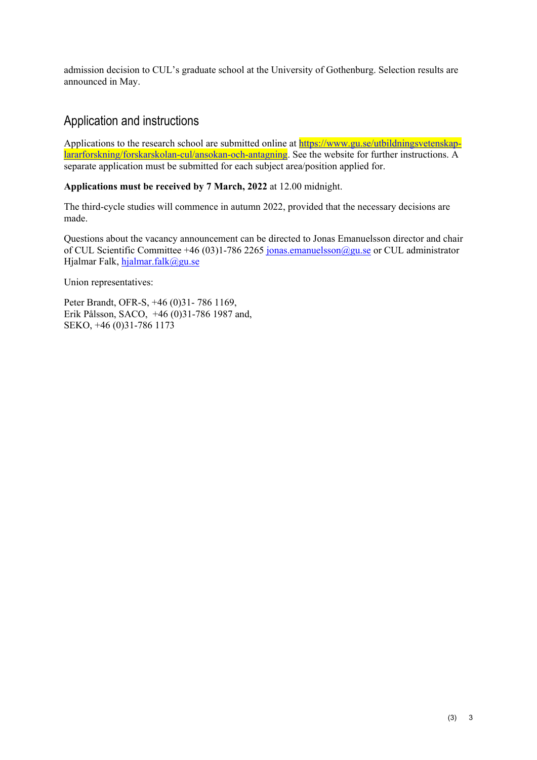admission decision to CUL's graduate school at the University of Gothenburg. Selection results are announced in May.

## Application and instructions

Applications to the research school are submitted online at https://www.gu.se/utbildningsvetenskap-lararforskning/forskarskolan-cul/ansokan-och-antagning. See the website for further instructions. A separate application must be submitted for each subject area/position applied for.

**Applications must be received by 7 March, 2022** at 12.00 midnight.

The third-cycle studies will commence in autumn 2022, provided that the necessary decisions are made.

Questions about the vacancy announcement can be directed to Jonas Emanuelsson director and chair of CUL Scientific Committee +46 (03)1-786 2265 jonas.emanuelsson@gu.se or CUL administrator Hjalmar Falk, hjalmar.falk@gu.se

Union representatives:

Peter Brandt, OFR-S, +46 (0)31- 786 1169,
Erik Pålsson, SACO, +46 (0)31-786 1987 and,
SEKO, +46 (0)31-786 1173